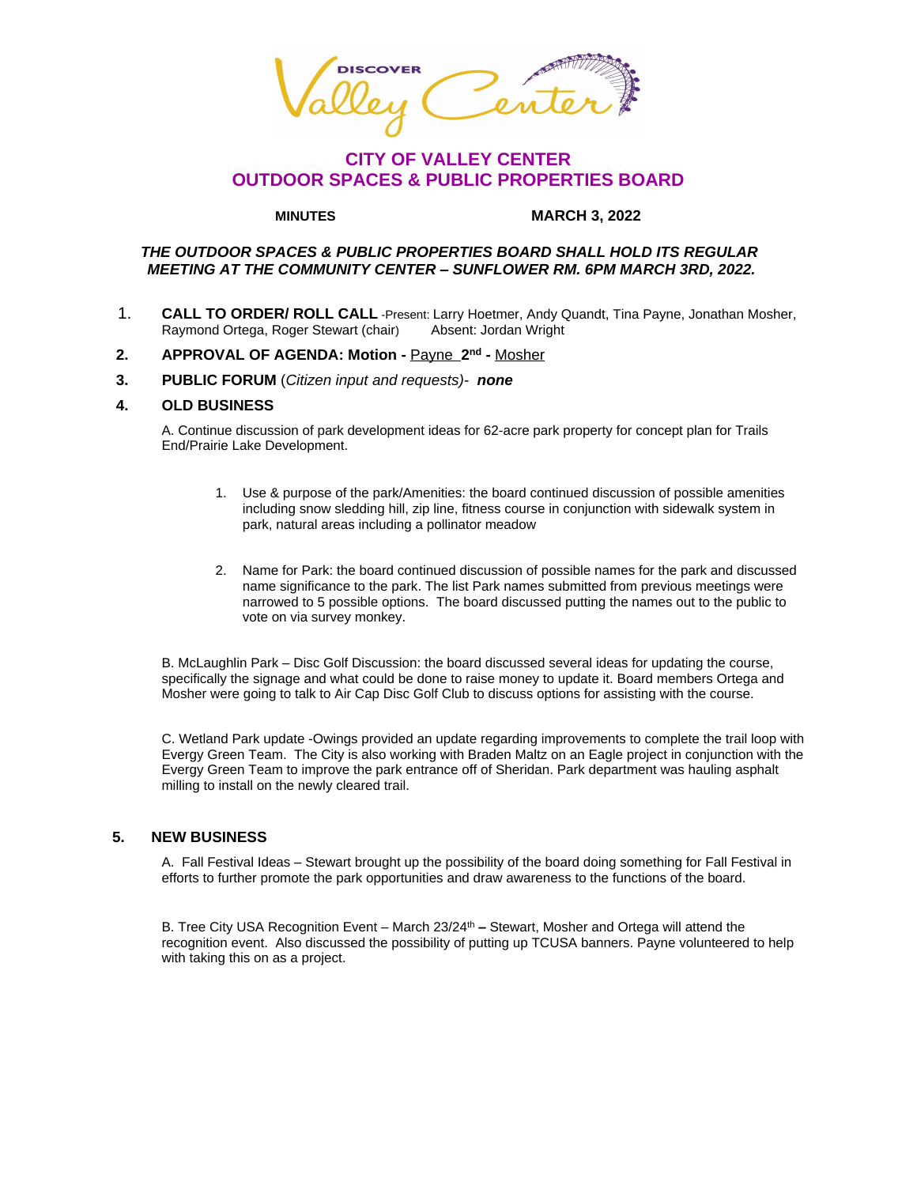# CITY OF VALLEY CENTER
# OUTDOOR SPACES & PUBLIC PROPERTIES BOARD

**MINUTES** **MARCH 3, 2022**

***THE OUTDOOR SPACES & PUBLIC PROPERTIES BOARD SHALL HOLD ITS REGULAR MEETING AT THE COMMUNITY CENTER – SUNFLOWER RM. 6PM MARCH 3RD, 2022.***

1. **CALL TO ORDER/ ROLL CALL** -Present: Larry Hoetmer, Andy Quandt, Tina Payne, Jonathan Mosher, Raymond Ortega, Roger Stewart (chair) Absent: Jordan Wright

2. **APPROVAL OF AGENDA: Motion -** Payne **2nd -** Mosher

3. **PUBLIC FORUM** (*Citizen input and requests*)- ***none***

4. **OLD BUSINESS**

   A. Continue discussion of park development ideas for 62-acre park property for concept plan for Trails End/Prairie Lake Development.

   1. Use & purpose of the park/Amenities: the board continued discussion of possible amenities including snow sledding hill, zip line, fitness course in conjunction with sidewalk system in park, natural areas including a pollinator meadow

   2. Name for Park: the board continued discussion of possible names for the park and discussed name significance to the park. The list Park names submitted from previous meetings were narrowed to 5 possible options. The board discussed putting the names out to the public to vote on via survey monkey.

   B. McLaughlin Park – Disc Golf Discussion: the board discussed several ideas for updating the course, specifically the signage and what could be done to raise money to update it. Board members Ortega and Mosher were going to talk to Air Cap Disc Golf Club to discuss options for assisting with the course.

   C. Wetland Park update -Owings provided an update regarding improvements to complete the trail loop with Evergy Green Team. The City is also working with Braden Maltz on an Eagle project in conjunction with the Evergy Green Team to improve the park entrance off of Sheridan. Park department was hauling asphalt milling to install on the newly cleared trail.

5. **NEW BUSINESS**

   A. Fall Festival Ideas – Stewart brought up the possibility of the board doing something for Fall Festival in efforts to further promote the park opportunities and draw awareness to the functions of the board.

   B. Tree City USA Recognition Event – March 23/24th **–** Stewart, Mosher and Ortega will attend the recognition event. Also discussed the possibility of putting up TCUSA banners. Payne volunteered to help with taking this on as a project.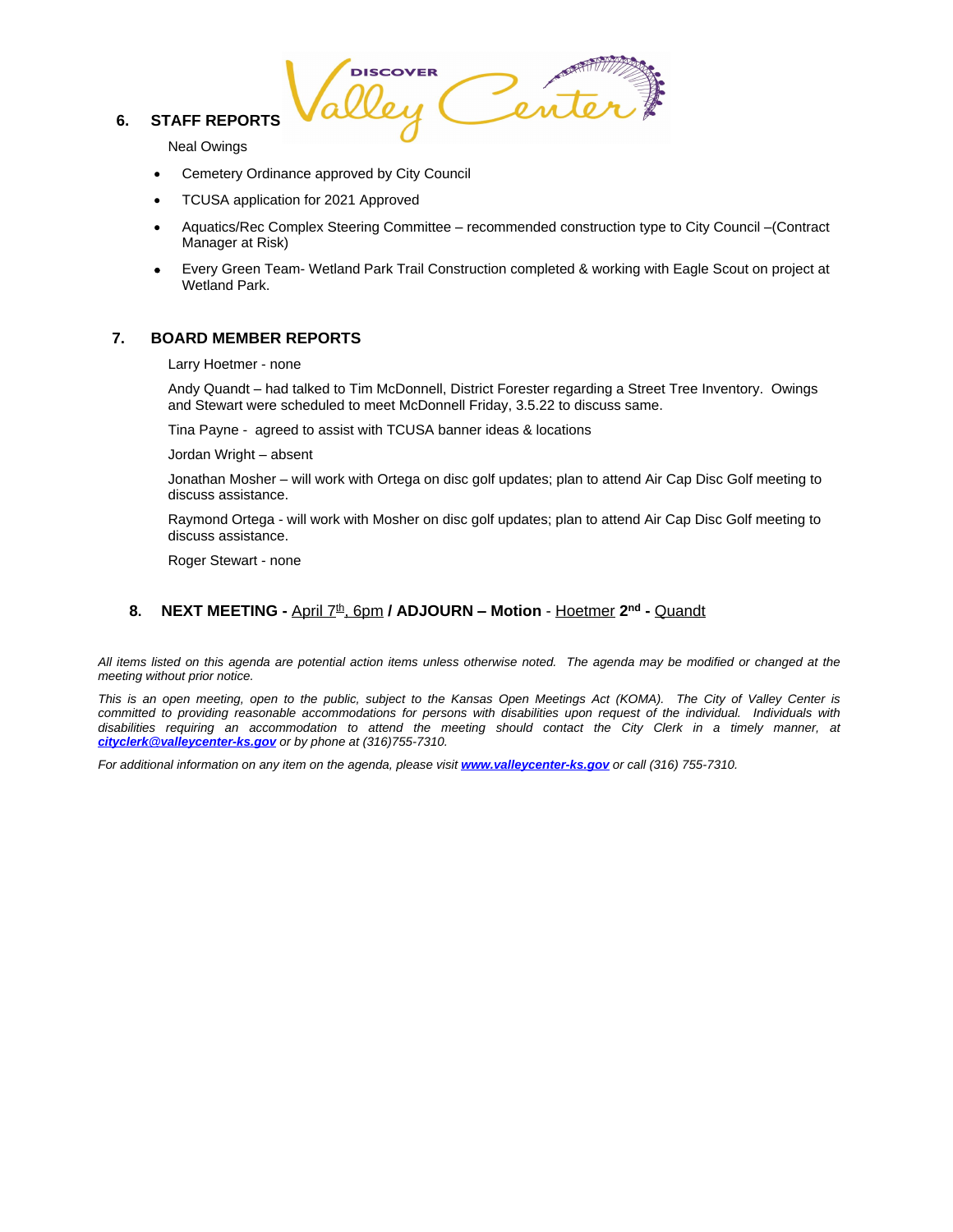## 6. STAFF REPORTS

Neal Owings

- Cemetery Ordinance approved by City Council
- TCUSA application for 2021 Approved
- Aquatics/Rec Complex Steering Committee – recommended construction type to City Council –(Contract Manager at Risk)
- Every Green Team- Wetland Park Trail Construction completed & working with Eagle Scout on project at Wetland Park.

## 7. BOARD MEMBER REPORTS

Larry Hoetmer - none

Andy Quandt – had talked to Tim McDonnell, District Forester regarding a Street Tree Inventory. Owings and Stewart were scheduled to meet McDonnell Friday, 3.5.22 to discuss same.

Tina Payne - agreed to assist with TCUSA banner ideas & locations

Jordan Wright – absent

Jonathan Mosher – will work with Ortega on disc golf updates; plan to attend Air Cap Disc Golf meeting to discuss assistance.

Raymond Ortega - will work with Mosher on disc golf updates; plan to attend Air Cap Disc Golf meeting to discuss assistance.

Roger Stewart - none

## 8. NEXT MEETING - April 7th, 6pm / ADJOURN – Motion - Hoetmer 2nd - Quandt

*All items listed on this agenda are potential action items unless otherwise noted. The agenda may be modified or changed at the meeting without prior notice.*

*This is an open meeting, open to the public, subject to the Kansas Open Meetings Act (KOMA). The City of Valley Center is committed to providing reasonable accommodations for persons with disabilities upon request of the individual. Individuals with disabilities requiring an accommodation to attend the meeting should contact the City Clerk in a timely manner, at **cityclerk@valleycenter-ks.gov** or by phone at (316)755-7310.*

*For additional information on any item on the agenda, please visit **www.valleycenter-ks.gov** or call (316) 755-7310.*